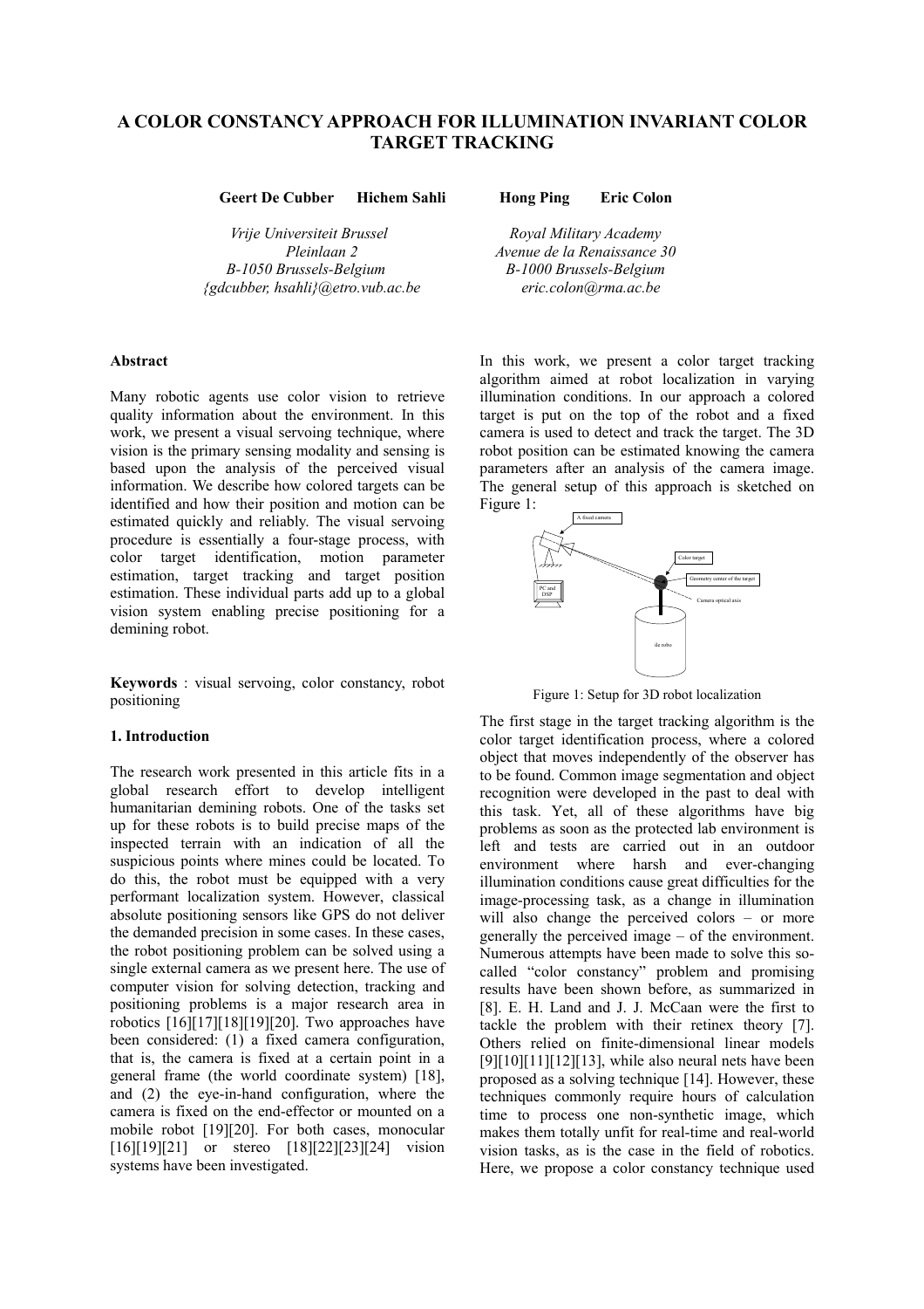# A COLOR CONSTANCY APPROACH FOR ILLUMINATION INVARIANT COLOR TARGET TRACKING

**Geert De Cubber  Hichem Sahli**

*Vrije Universiteit Brussel*
*Pleinlaan 2*
*B-1050 Brussels-Belgium*
*{gdcubber, hsahli}@etro.vub.ac.be*

**Hong Ping  Eric Colon**

*Royal Military Academy*
*Avenue de la Renaissance 30*
*B-1000 Brussels-Belgium*
*eric.colon@rma.ac.be*

## Abstract

Many robotic agents use color vision to retrieve quality information about the environment. In this work, we present a visual servoing technique, where vision is the primary sensing modality and sensing is based upon the analysis of the perceived visual information. We describe how colored targets can be identified and how their position and motion can be estimated quickly and reliably. The visual servoing procedure is essentially a four-stage process, with color target identification, motion parameter estimation, target tracking and target position estimation. These individual parts add up to a global vision system enabling precise positioning for a demining robot.

**Keywords** : visual servoing, color constancy, robot positioning

## 1. Introduction

The research work presented in this article fits in a global research effort to develop intelligent humanitarian demining robots. One of the tasks set up for these robots is to build precise maps of the inspected terrain with an indication of all the suspicious points where mines could be located. To do this, the robot must be equipped with a very performant localization system. However, classical absolute positioning sensors like GPS do not deliver the demanded precision in some cases. In these cases, the robot positioning problem can be solved using a single external camera as we present here. The use of computer vision for solving detection, tracking and positioning problems is a major research area in robotics [16][17][18][19][20]. Two approaches have been considered: (1) a fixed camera configuration, that is, the camera is fixed at a certain point in a general frame (the world coordinate system) [18], and (2) the eye-in-hand configuration, where the camera is fixed on the end-effector or mounted on a mobile robot [19][20]. For both cases, monocular [16][19][21] or stereo [18][22][23][24] vision systems have been investigated.

In this work, we present a color target tracking algorithm aimed at robot localization in varying illumination conditions. In our approach a colored target is put on the top of the robot and a fixed camera is used to detect and track the target. The 3D robot position can be estimated knowing the camera parameters after an analysis of the camera image. The general setup of this approach is sketched on Figure 1:

Figure 1: Setup for 3D robot localization

The first stage in the target tracking algorithm is the color target identification process, where a colored object that moves independently of the observer has to be found. Common image segmentation and object recognition were developed in the past to deal with this task. Yet, all of these algorithms have big problems as soon as the protected lab environment is left and tests are carried out in an outdoor environment where harsh and ever-changing illumination conditions cause great difficulties for the image-processing task, as a change in illumination will also change the perceived colors – or more generally the perceived image – of the environment. Numerous attempts have been made to solve this so-called "color constancy" problem and promising results have been shown before, as summarized in [8]. E. H. Land and J. J. McCaan were the first to tackle the problem with their retinex theory [7]. Others relied on finite-dimensional linear models [9][10][11][12][13], while also neural nets have been proposed as a solving technique [14]. However, these techniques commonly require hours of calculation time to process one non-synthetic image, which makes them totally unfit for real-time and real-world vision tasks, as is the case in the field of robotics. Here, we propose a color constancy technique used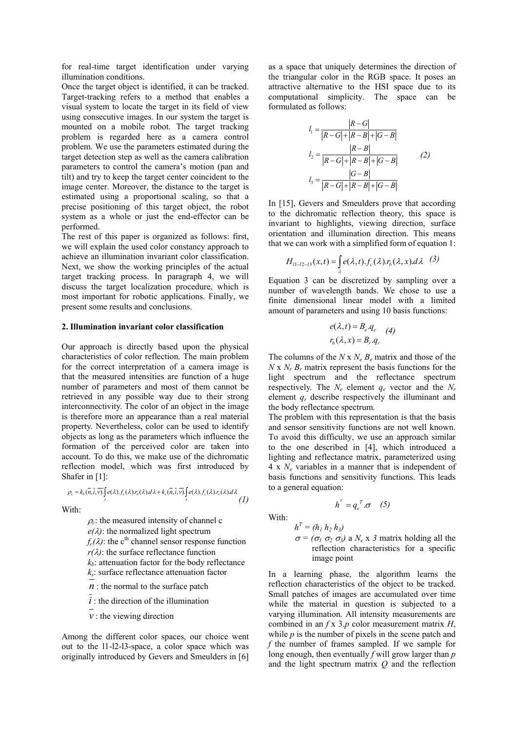for real-time target identification under varying illumination conditions.

Once the target object is identified, it can be tracked. Target-tracking refers to a method that enables a visual system to locate the target in its field of view using consecutive images. In our system the target is mounted on a mobile robot. The target tracking problem is regarded here as a camera control problem. We use the parameters estimated during the target detection step as well as the camera calibration parameters to control the camera's motion (pan and tilt) and try to keep the target center coincident to the image center. Moreover, the distance to the target is estimated using a proportional scaling, so that a precise positioning of this target object, the robot system as a whole or just the end-effector can be performed.

The rest of this paper is organized as follows: first, we will explain the used color constancy approach to achieve an illumination invariant color classification. Next, we show the working principles of the actual target tracking process. In paragraph 4, we will discuss the target localization procedure, which is most important for robotic applications. Finally, we present some results and conclusions.

## 2. Illumination invariant color classification

Our approach is directly based upon the physical characteristics of color reflection. The main problem for the correct interpretation of a camera image is that the measured intensities are function of a huge number of parameters and most of them cannot be retrieved in any possible way due to their strong interconnectivity. The color of an object in the image is therefore more an appearance than a real material property. Nevertheless, color can be used to identify objects as long as the parameters which influence the formation of the perceived color are taken into account. To do this, we make use of the dichromatic reflection model, which was first introduced by Shafer in [1]:

$$\rho_c = k_b(\overline{n},\overline{i},\overline{v}).\int_\lambda e(\lambda).f_c(\lambda).r_b(\lambda).d\lambda + k_s(\overline{n},\overline{i},\overline{v}).\int_\lambda e(\lambda).f_c(\lambda).r_s(\lambda).d\lambda \quad (1)$$

With:

- $\rho_c$: the measured intensity of channel c
- $e(\lambda)$: the normalized light spectrum
- $f_c(\lambda)$: the c$^{th}$ channel sensor response function
- $r(\lambda)$: the surface reflectance function
- $k_b$: attenuation factor for the body reflectance
- $k_s$: surface reflectance attenuation factor
- $\overline{n}$ : the normal to the surface patch
- $\overline{i}$ : the direction of the illumination
- $\overline{v}$ : the viewing direction

Among the different color spaces, our choice went out to the l1-l2-l3-space, a color space which was originally introduced by Gevers and Smeulders in [6] as a space that uniquely determines the direction of the triangular color in the RGB space. It poses an attractive alternative to the HSI space due to its computational simplicity. The space can be formulated as follows:

$$
\begin{aligned}
l_1 &= \frac{|R-G|}{|R-G|+|R-B|+|G-B|} \\
l_2 &= \frac{|R-B|}{|R-G|+|R-B|+|G-B|} \\
l_3 &= \frac{|G-B|}{|R-G|+|R-B|+|G-B|}
\end{aligned}
\quad (2)
$$

In [15], Gevers and Smeulders prove that according to the dichromatic reflection theory, this space is invariant to highlights, viewing direction, surface orientation and illumination direction. This means that we can work with a simplified form of equation 1:

$$H_{l1-l2-l3}(x,t) = \int_\lambda e(\lambda,t).f_c(\lambda).r_b(\lambda,x).d\lambda \quad (3)$$

Equation 3 can be discretized by sampling over a number of wavelength bands. We chose to use a finite dimensional linear model with a limited amount of parameters and using 10 basis functions:

$$
\begin{aligned}
e(\lambda,t) &= B_e.q_e \\
r_b(\lambda,x) &= B_r.q_r
\end{aligned}
\quad (4)
$$

The columns of the $N$ x $N_e$ $B_e$ matrix and those of the $N$ x $N_r$ $B_r$ matrix represent the basis functions for the light spectrum and the reflectance spectrum respectively. The $N_e$ element $q_e$ vector and the $N_r$ element $q_r$ describe respectively the illuminant and the body reflectance spectrum.

The problem with this representation is that the basis and sensor sensitivity functions are not well known. To avoid this difficulty, we use an approach similar to the one described in [4], which introduced a lighting and reflectance matrix, parameterized using 4 x $N_e$ variables in a manner that is independent of basis functions and sensitivity functions. This leads to a general equation:

$$h^T = q_e^{\,T}.\sigma \quad (5)$$

With:

- $h^T = (h_1\ h_2\ h_3)$
- $\sigma = (\sigma_1\ \sigma_2\ \sigma_3)$ a $N_e$ x $3$ matrix holding all the reflection characteristics for a specific image point

In a learning phase, the algorithm learns the reflection characteristics of the object to be tracked. Small patches of images are accumulated over time while the material in question is subjected to a varying illumination. All intensity measurements are combined in an $f$ x $3.p$ color measurement matrix $H$, while $p$ is the number of pixels in the scene patch and $f$ the number of frames sampled. If we sample for long enough, then eventually $f$ will grow larger than $p$ and the light spectrum matrix $Q$ and the reflection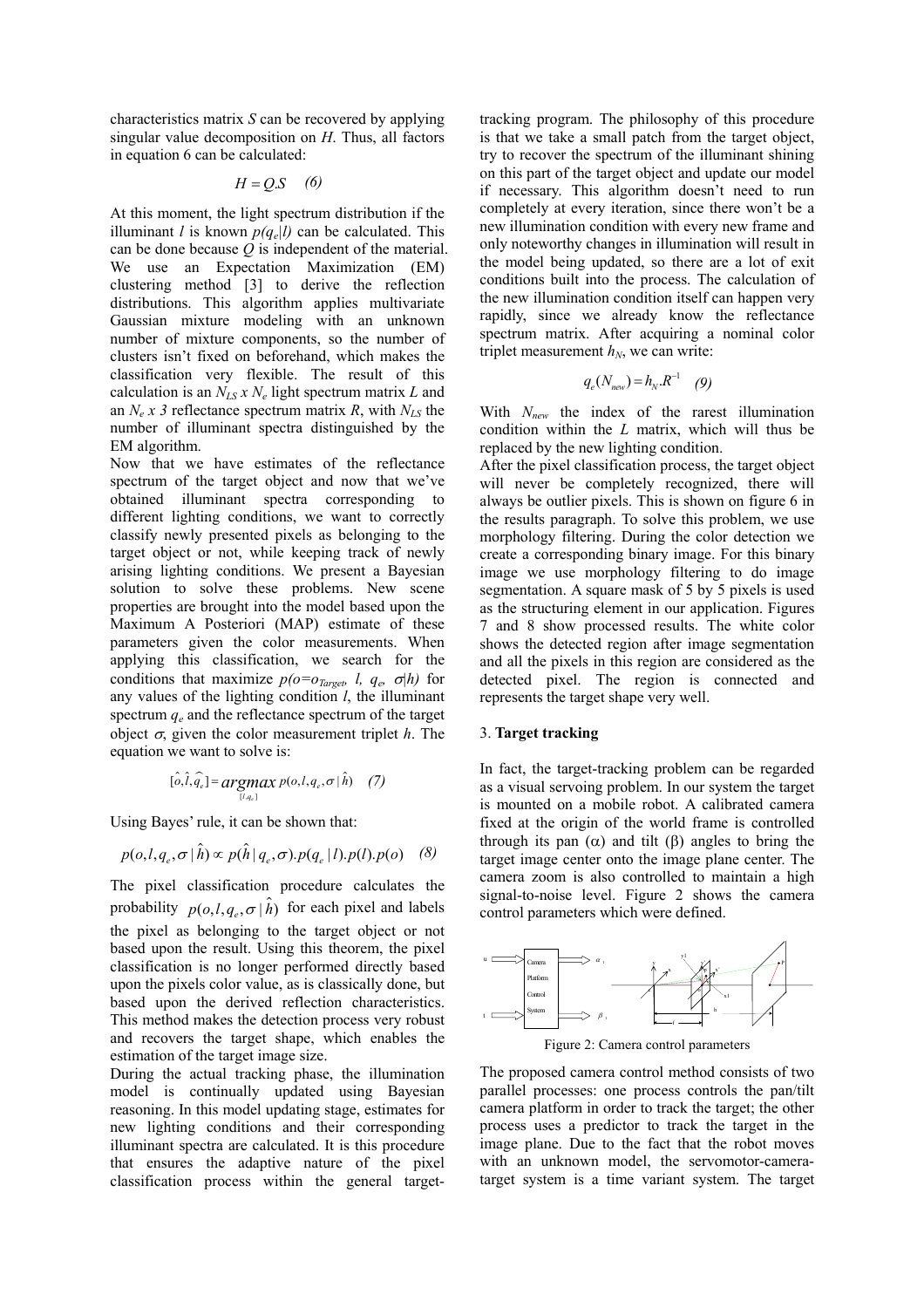characteristics matrix *S* can be recovered by applying singular value decomposition on *H*. Thus, all factors in equation 6 can be calculated:

$$H = Q.S \quad (6)$$

At this moment, the light spectrum distribution if the illuminant *l* is known $p(q_e|l)$ can be calculated. This can be done because *Q* is independent of the material. We use an Expectation Maximization (EM) clustering method [3] to derive the reflection distributions. This algorithm applies multivariate Gaussian mixture modeling with an unknown number of mixture components, so the number of clusters isn't fixed on beforehand, which makes the classification very flexible. The result of this calculation is an $N_{LS}$ x $N_e$ light spectrum matrix *L* and an $N_e$ x 3 reflectance spectrum matrix *R*, with $N_{LS}$ the number of illuminant spectra distinguished by the EM algorithm.

Now that we have estimates of the reflectance spectrum of the target object and now that we've obtained illuminant spectra corresponding to different lighting conditions, we want to correctly classify newly presented pixels as belonging to the target object or not, while keeping track of newly arising lighting conditions. We present a Bayesian solution to solve these problems. New scene properties are brought into the model based upon the Maximum A Posteriori (MAP) estimate of these parameters given the color measurements. When applying this classification, we search for the conditions that maximize $p(o=o_{Target}, l, q_e, \sigma|h)$ for any values of the lighting condition *l*, the illuminant spectrum $q_e$ and the reflectance spectrum of the target object $\sigma$, given the color measurement triplet *h*. The equation we want to solve is:

$$[\hat{o},\hat{l},\hat{q_e}] = \underset{[l,q_e]}{argmax}\; p(o,l,q_e,\sigma \mid \hat{h}) \quad (7)$$

Using Bayes' rule, it can be shown that:

$$p(o,l,q_e,\sigma \mid \hat{h}) \propto p(\hat{h} \mid q_e,\sigma).p(q_e \mid l).p(l).p(o) \quad (8)$$

The pixel classification procedure calculates the probability $p(o,l,q_e,\sigma \mid \hat{h})$ for each pixel and labels the pixel as belonging to the target object or not based upon the result. Using this theorem, the pixel classification is no longer performed directly based upon the pixels color value, as is classically done, but based upon the derived reflection characteristics. This method makes the detection process very robust and recovers the target shape, which enables the estimation of the target image size.

During the actual tracking phase, the illumination model is continually updated using Bayesian reasoning. In this model updating stage, estimates for new lighting conditions and their corresponding illuminant spectra are calculated. It is this procedure that ensures the adaptive nature of the pixel classification process within the general target-tracking program. The philosophy of this procedure is that we take a small patch from the target object, try to recover the spectrum of the illuminant shining on this part of the target object and update our model if necessary. This algorithm doesn't need to run completely at every iteration, since there won't be a new illumination condition with every new frame and only noteworthy changes in illumination will result in the model being updated, so there are a lot of exit conditions built into the process. The calculation of the new illumination condition itself can happen very rapidly, since we already know the reflectance spectrum matrix. After acquiring a nominal color triplet measurement $h_N$, we can write:

$$q_e(N_{new}) = h_N.R^{-1} \quad (9)$$

With $N_{new}$ the index of the rarest illumination condition within the *L* matrix, which will thus be replaced by the new lighting condition.

After the pixel classification process, the target object will never be completely recognized, there will always be outlier pixels. This is shown on figure 6 in the results paragraph. To solve this problem, we use morphology filtering. During the color detection we create a corresponding binary image. For this binary image we use morphology filtering to do image segmentation. A square mask of 5 by 5 pixels is used as the structuring element in our application. Figures 7 and 8 show processed results. The white color shows the detected region after image segmentation and all the pixels in this region are considered as the detected pixel. The region is connected and represents the target shape very well.

## 3. **Target tracking**

In fact, the target-tracking problem can be regarded as a visual servoing problem. In our system the target is mounted on a mobile robot. A calibrated camera fixed at the origin of the world frame is controlled through its pan ($\alpha$) and tilt ($\beta$) angles to bring the target image center onto the image plane center. The camera zoom is also controlled to maintain a high signal-to-noise level. Figure 2 shows the camera control parameters which were defined.

Figure 2: Camera control parameters

The proposed camera control method consists of two parallel processes: one process controls the pan/tilt camera platform in order to track the target; the other process uses a predictor to track the target in the image plane. Due to the fact that the robot moves with an unknown model, the servomotor-camera-target system is a time variant system. The target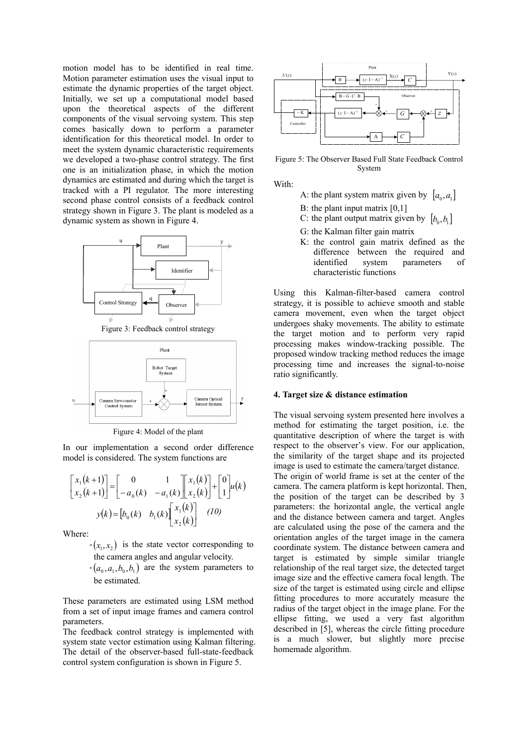motion model has to be identified in real time. Motion parameter estimation uses the visual input to estimate the dynamic properties of the target object. Initially, we set up a computational model based upon the theoretical aspects of the different components of the visual servoing system. This step comes basically down to perform a parameter identification for this theoretical model. In order to meet the system dynamic characteristic requirements we developed a two-phase control strategy. The first one is an initialization phase, in which the motion dynamics are estimated and during which the target is tracked with a PI regulator. The more interesting second phase control consists of a feedback control strategy shown in Figure 3. The plant is modeled as a dynamic system as shown in Figure 4.

Figure 3: Feedback control strategy

Figure 4: Model of the plant

In our implementation a second order difference model is considered. The system functions are

$$\begin{bmatrix} x_1(k+1) \\ x_2(k+1) \end{bmatrix} = \begin{bmatrix} 0 & 1 \\ -a_0(k) & -a_1(k) \end{bmatrix} \begin{bmatrix} x_1(k) \\ x_2(k) \end{bmatrix} + \begin{bmatrix} 0 \\ 1 \end{bmatrix} u(k)$$

$$y(k) = \begin{bmatrix} b_0(k) & b_1(k) \end{bmatrix} \begin{bmatrix} x_1(k) \\ x_2(k) \end{bmatrix} \quad (10)$$

Where:

- $(x_1, x_2)$ is the state vector corresponding to the camera angles and angular velocity.
- $(a_0, a_1, b_0, b_1)$ are the system parameters to be estimated.

These parameters are estimated using LSM method from a set of input image frames and camera control parameters.

The feedback control strategy is implemented with system state vector estimation using Kalman filtering. The detail of the observer-based full-state-feedback control system configuration is shown in Figure 5.

Figure 5: The Observer Based Full State Feedback Control System

With:

- A: the plant system matrix given by $[a_0, a_1]$
- B: the plant input matrix [0,1]
- C: the plant output matrix given by $[b_0, b_1]$
- G: the Kalman filter gain matrix
- K: the control gain matrix defined as the difference between the required and identified system parameters of characteristic functions

Using this Kalman-filter-based camera control strategy, it is possible to achieve smooth and stable camera movement, even when the target object undergoes shaky movements. The ability to estimate the target motion and to perform very rapid processing makes window-tracking possible. The proposed window tracking method reduces the image processing time and increases the signal-to-noise ratio significantly.

## 4. Target size & distance estimation

The visual servoing system presented here involves a method for estimating the target position, i.e. the quantitative description of where the target is with respect to the observer's view. For our application, the similarity of the target shape and its projected image is used to estimate the camera/target distance.

The origin of world frame is set at the center of the camera. The camera platform is kept horizontal. Then, the position of the target can be described by 3 parameters: the horizontal angle, the vertical angle and the distance between camera and target. Angles are calculated using the pose of the camera and the orientation angles of the target image in the camera coordinate system. The distance between camera and target is estimated by simple similar triangle relationship of the real target size, the detected target image size and the effective camera focal length. The size of the target is estimated using circle and ellipse fitting procedures to more accurately measure the radius of the target object in the image plane. For the ellipse fitting, we used a very fast algorithm described in [5], whereas the circle fitting procedure is a much slower, but slightly more precise homemade algorithm.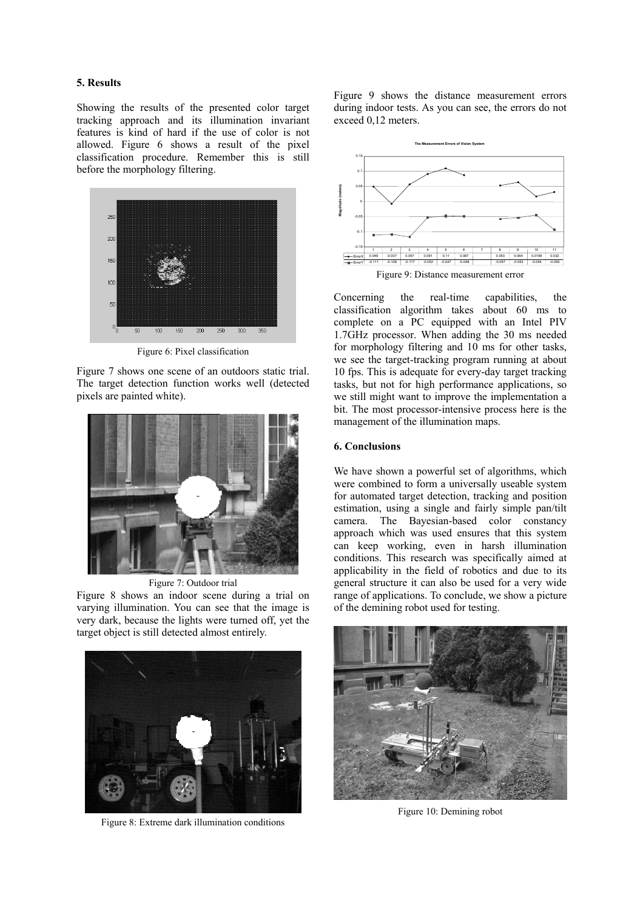## 5. Results

Showing the results of the presented color target tracking approach and its illumination invariant features is kind of hard if the use of color is not allowed. Figure 6 shows a result of the pixel classification procedure. Remember this is still before the morphology filtering.

Figure 6: Pixel classification

Figure 7 shows one scene of an outdoors static trial. The target detection function works well (detected pixels are painted white).

Figure 7: Outdoor trial

Figure 8 shows an indoor scene during a trial on varying illumination. You can see that the image is very dark, because the lights were turned off, yet the target object is still detected almost entirely.

Figure 8: Extreme dark illumination conditions

Figure 9 shows the distance measurement errors during indoor tests. As you can see, the errors do not exceed 0,12 meters.

|  | 1 | 2 | 3 | 4 | 5 | 6 | 7 | 8 | 9 | 10 | 11 |
|---|---|---|---|---|---|---|---|---|---|---|---|
| ErrorX | 0.049 | -0.007 | 0.057 | 0.091 | 0.11 | 0.087 |  | 0.053 | 0.064 | 0.0169 | 0.032 |
| ErrorY | -0.111 | -0.108 | -0.117 | -0.052 | -0.047 | -0.048 |  | -0.057 | -0.053 | -0.044 | -0.093 |

Figure 9: Distance measurement error

Concerning the real-time capabilities, the classification algorithm takes about 60 ms to complete on a PC equipped with an Intel PIV 1.7GHz processor. When adding the 30 ms needed for morphology filtering and 10 ms for other tasks, we see the target-tracking program running at about 10 fps. This is adequate for every-day target tracking tasks, but not for high performance applications, so we still might want to improve the implementation a bit. The most processor-intensive process here is the management of the illumination maps.

## 6. Conclusions

We have shown a powerful set of algorithms, which were combined to form a universally useable system for automated target detection, tracking and position estimation, using a single and fairly simple pan/tilt camera. The Bayesian-based color constancy approach which was used ensures that this system can keep working, even in harsh illumination conditions. This research was specifically aimed at applicability in the field of robotics and due to its general structure it can also be used for a very wide range of applications. To conclude, we show a picture of the demining robot used for testing.

Figure 10: Demining robot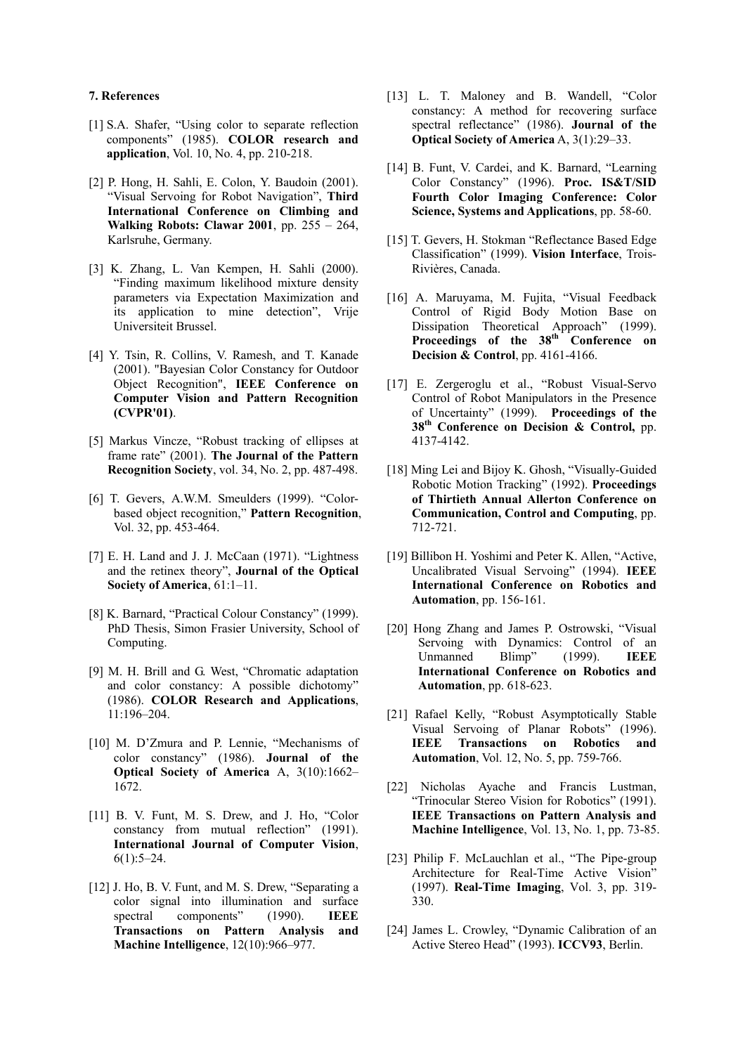### 7. References

[1] S.A. Shafer, "Using color to separate reflection components" (1985). **COLOR research and application**, Vol. 10, No. 4, pp. 210-218.

[2] P. Hong, H. Sahli, E. Colon, Y. Baudoin (2001). "Visual Servoing for Robot Navigation", **Third International Conference on Climbing and Walking Robots: Clawar 2001**, pp. 255 – 264, Karlsruhe, Germany.

[3] K. Zhang, L. Van Kempen, H. Sahli (2000). "Finding maximum likelihood mixture density parameters via Expectation Maximization and its application to mine detection", Vrije Universiteit Brussel.

[4] Y. Tsin, R. Collins, V. Ramesh, and T. Kanade (2001). "Bayesian Color Constancy for Outdoor Object Recognition", **IEEE Conference on Computer Vision and Pattern Recognition (CVPR'01)**.

[5] Markus Vincze, "Robust tracking of ellipses at frame rate" (2001). **The Journal of the Pattern Recognition Society**, vol. 34, No. 2, pp. 487-498.

[6] T. Gevers, A.W.M. Smeulders (1999). "Color-based object recognition," **Pattern Recognition**, Vol. 32, pp. 453-464.

[7] E. H. Land and J. J. McCaan (1971). "Lightness and the retinex theory", **Journal of the Optical Society of America**, 61:1–11.

[8] K. Barnard, "Practical Colour Constancy" (1999). PhD Thesis, Simon Frasier University, School of Computing.

[9] M. H. Brill and G. West, "Chromatic adaptation and color constancy: A possible dichotomy" (1986). **COLOR Research and Applications**, 11:196–204.

[10] M. D'Zmura and P. Lennie, "Mechanisms of color constancy" (1986). **Journal of the Optical Society of America** A, 3(10):1662–1672.

[11] B. V. Funt, M. S. Drew, and J. Ho, "Color constancy from mutual reflection" (1991). **International Journal of Computer Vision**, 6(1):5–24.

[12] J. Ho, B. V. Funt, and M. S. Drew, "Separating a color signal into illumination and surface spectral components" (1990). **IEEE Transactions on Pattern Analysis and Machine Intelligence**, 12(10):966–977.

[13] L. T. Maloney and B. Wandell, "Color constancy: A method for recovering surface spectral reflectance" (1986). **Journal of the Optical Society of America** A, 3(1):29–33.

[14] B. Funt, V. Cardei, and K. Barnard, "Learning Color Constancy" (1996). **Proc. IS&T/SID Fourth Color Imaging Conference: Color Science, Systems and Applications**, pp. 58-60.

[15] T. Gevers, H. Stokman "Reflectance Based Edge Classification" (1999). **Vision Interface**, Trois-Rivières, Canada.

[16] A. Maruyama, M. Fujita, "Visual Feedback Control of Rigid Body Motion Base on Dissipation Theoretical Approach" (1999). **Proceedings of the 38th Conference on Decision & Control**, pp. 4161-4166.

[17] E. Zergeroglu et al., "Robust Visual-Servo Control of Robot Manipulators in the Presence of Uncertainty" (1999). **Proceedings of the 38th Conference on Decision & Control,** pp. 4137-4142.

[18] Ming Lei and Bijoy K. Ghosh, "Visually-Guided Robotic Motion Tracking" (1992). **Proceedings of Thirtieth Annual Allerton Conference on Communication, Control and Computing**, pp. 712-721.

[19] Billibon H. Yoshimi and Peter K. Allen, "Active, Uncalibrated Visual Servoing" (1994). **IEEE International Conference on Robotics and Automation**, pp. 156-161.

[20] Hong Zhang and James P. Ostrowski, "Visual Servoing with Dynamics: Control of an Unmanned Blimp" (1999). **IEEE International Conference on Robotics and Automation**, pp. 618-623.

[21] Rafael Kelly, "Robust Asymptotically Stable Visual Servoing of Planar Robots" (1996). **IEEE Transactions on Robotics and Automation**, Vol. 12, No. 5, pp. 759-766.

[22] Nicholas Ayache and Francis Lustman, "Trinocular Stereo Vision for Robotics" (1991). **IEEE Transactions on Pattern Analysis and Machine Intelligence**, Vol. 13, No. 1, pp. 73-85.

[23] Philip F. McLauchlan et al., "The Pipe-group Architecture for Real-Time Active Vision" (1997). **Real-Time Imaging**, Vol. 3, pp. 319-330.

[24] James L. Crowley, "Dynamic Calibration of an Active Stereo Head" (1993). **ICCV93**, Berlin.